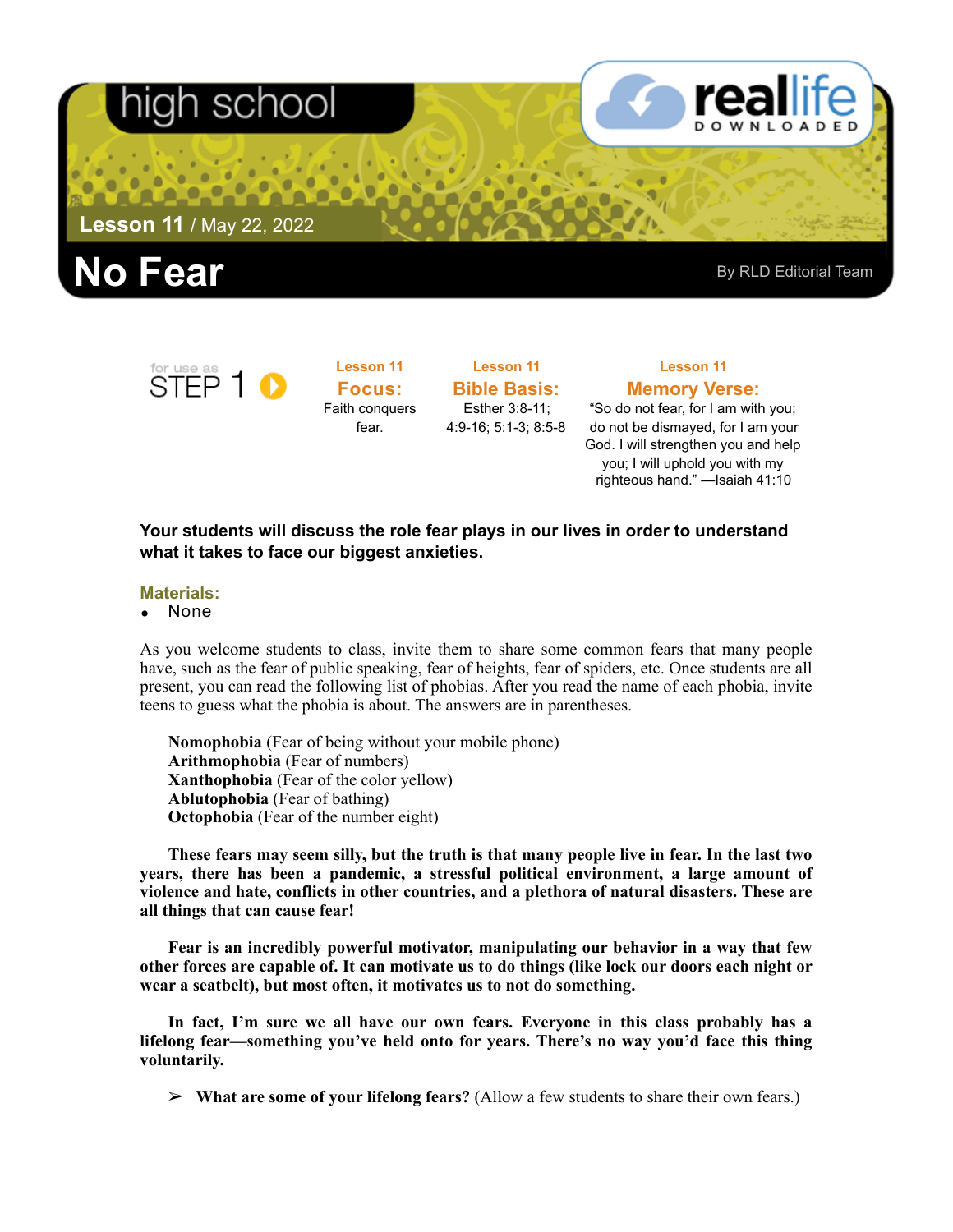high school

**Lesson 11** / May 22, 2022

# No Fear

By RLD Editorial Team

for use as STEP 1

**Lesson 11**
**Focus:**
Faith conquers fear.

**Lesson 11**
**Bible Basis:**
Esther 3:8-11; 4:9-16; 5:1-3; 8:5-8

**Lesson 11**
**Memory Verse:**
"So do not fear, for I am with you; do not be dismayed, for I am your God. I will strengthen you and help you; I will uphold you with my righteous hand." —Isaiah 41:10

**Your students will discuss the role fear plays in our lives in order to understand what it takes to face our biggest anxieties.**

**Materials:**

- None

As you welcome students to class, invite them to share some common fears that many people have, such as the fear of public speaking, fear of heights, fear of spiders, etc. Once students are all present, you can read the following list of phobias. After you read the name of each phobia, invite teens to guess what the phobia is about. The answers are in parentheses.

**Nomophobia** (Fear of being without your mobile phone)
**Arithmophobia** (Fear of numbers)
**Xanthophobia** (Fear of the color yellow)
**Ablutophobia** (Fear of bathing)
**Octophobia** (Fear of the number eight)

**These fears may seem silly, but the truth is that many people live in fear. In the last two years, there has been a pandemic, a stressful political environment, a large amount of violence and hate, conflicts in other countries, and a plethora of natural disasters. These are all things that can cause fear!**

**Fear is an incredibly powerful motivator, manipulating our behavior in a way that few other forces are capable of. It can motivate us to do things (like lock our doors each night or wear a seatbelt), but most often, it motivates us to not do something.**

**In fact, I'm sure we all have our own fears. Everyone in this class probably has a lifelong fear—something you've held onto for years. There's no way you'd face this thing voluntarily.**

➢ **What are some of your lifelong fears?** (Allow a few students to share their own fears.)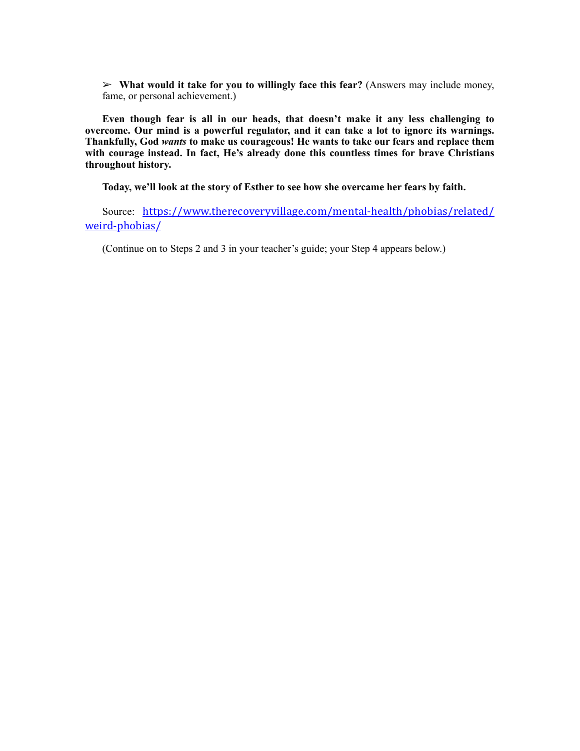➢ **What would it take for you to willingly face this fear?** (Answers may include money, fame, or personal achievement.)

**Even though fear is all in our heads, that doesn't make it any less challenging to overcome. Our mind is a powerful regulator, and it can take a lot to ignore its warnings. Thankfully, God *wants* to make us courageous! He wants to take our fears and replace them with courage instead. In fact, He's already done this countless times for brave Christians throughout history.**

**Today, we'll look at the story of Esther to see how she overcame her fears by faith.**

Source: [https://www.therecoveryvillage.com/mental-health/phobias/related/weird-phobias/](https://www.therecoveryvillage.com/mental-health/phobias/related/weird-phobias/)

(Continue on to Steps 2 and 3 in your teacher's guide; your Step 4 appears below.)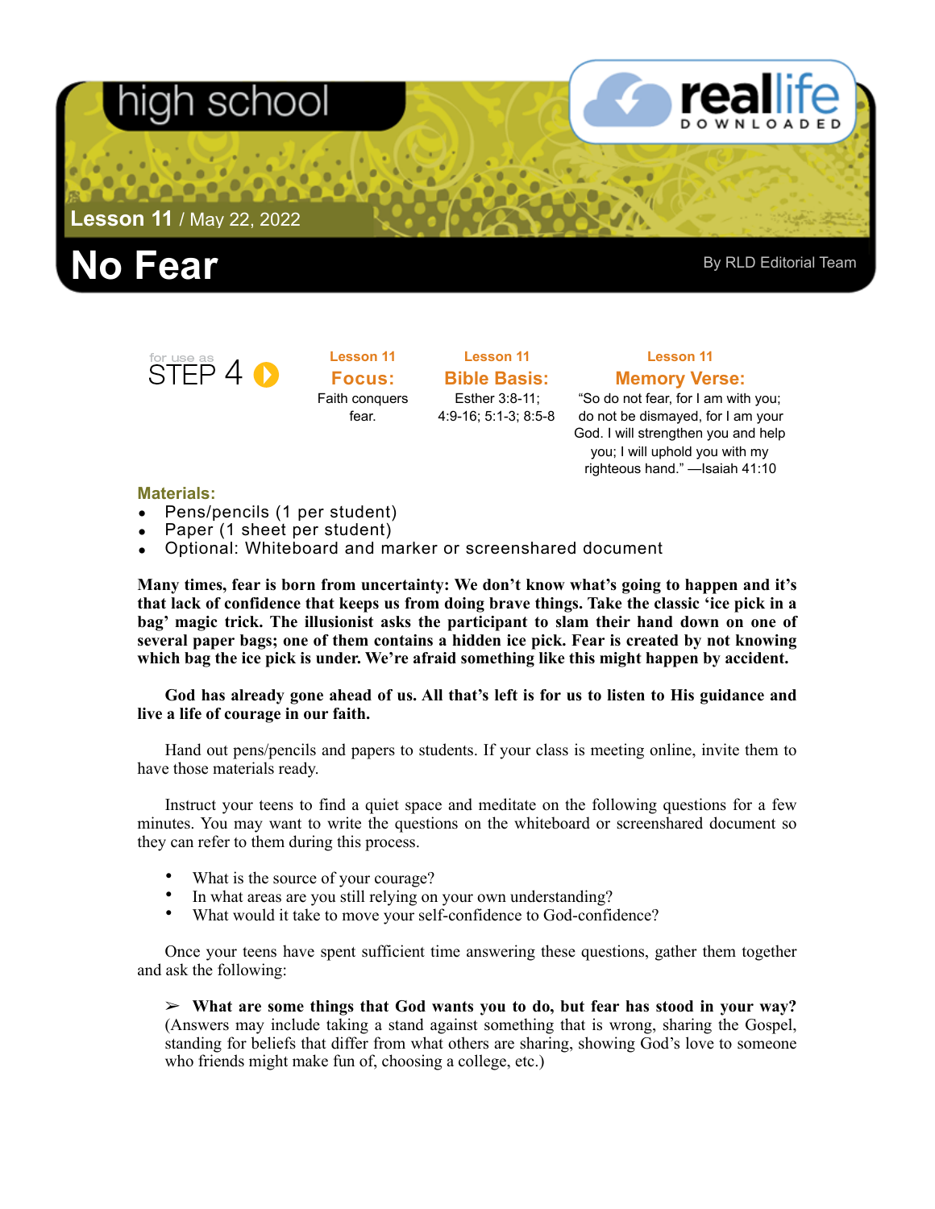high school

Lesson 11 / May 22, 2022

# No Fear

By RLD Editorial Team

for use as STEP 4

| Lesson 11 **Focus:** | Lesson 11 **Bible Basis:** | Lesson 11 **Memory Verse:** |
|---|---|---|
| Faith conquers fear. | Esther 3:8-11; 4:9-16; 5:1-3; 8:5-8 | "So do not fear, for I am with you; do not be dismayed, for I am your God. I will strengthen you and help you; I will uphold you with my righteous hand." —Isaiah 41:10 |

**Materials:**

- Pens/pencils (1 per student)
- Paper (1 sheet per student)
- Optional: Whiteboard and marker or screenshared document

**Many times, fear is born from uncertainty: We don't know what's going to happen and it's that lack of confidence that keeps us from doing brave things. Take the classic 'ice pick in a bag' magic trick. The illusionist asks the participant to slam their hand down on one of several paper bags; one of them contains a hidden ice pick. Fear is created by not knowing which bag the ice pick is under. We're afraid something like this might happen by accident.**

**God has already gone ahead of us. All that's left is for us to listen to His guidance and live a life of courage in our faith.**

Hand out pens/pencils and papers to students. If your class is meeting online, invite them to have those materials ready.

Instruct your teens to find a quiet space and meditate on the following questions for a few minutes. You may want to write the questions on the whiteboard or screenshared document so they can refer to them during this process.

- What is the source of your courage?
- In what areas are you still relying on your own understanding?
- What would it take to move your self-confidence to God-confidence?

Once your teens have spent sufficient time answering these questions, gather them together and ask the following:

➢ **What are some things that God wants you to do, but fear has stood in your way?** (Answers may include taking a stand against something that is wrong, sharing the Gospel, standing for beliefs that differ from what others are sharing, showing God's love to someone who friends might make fun of, choosing a college, etc.)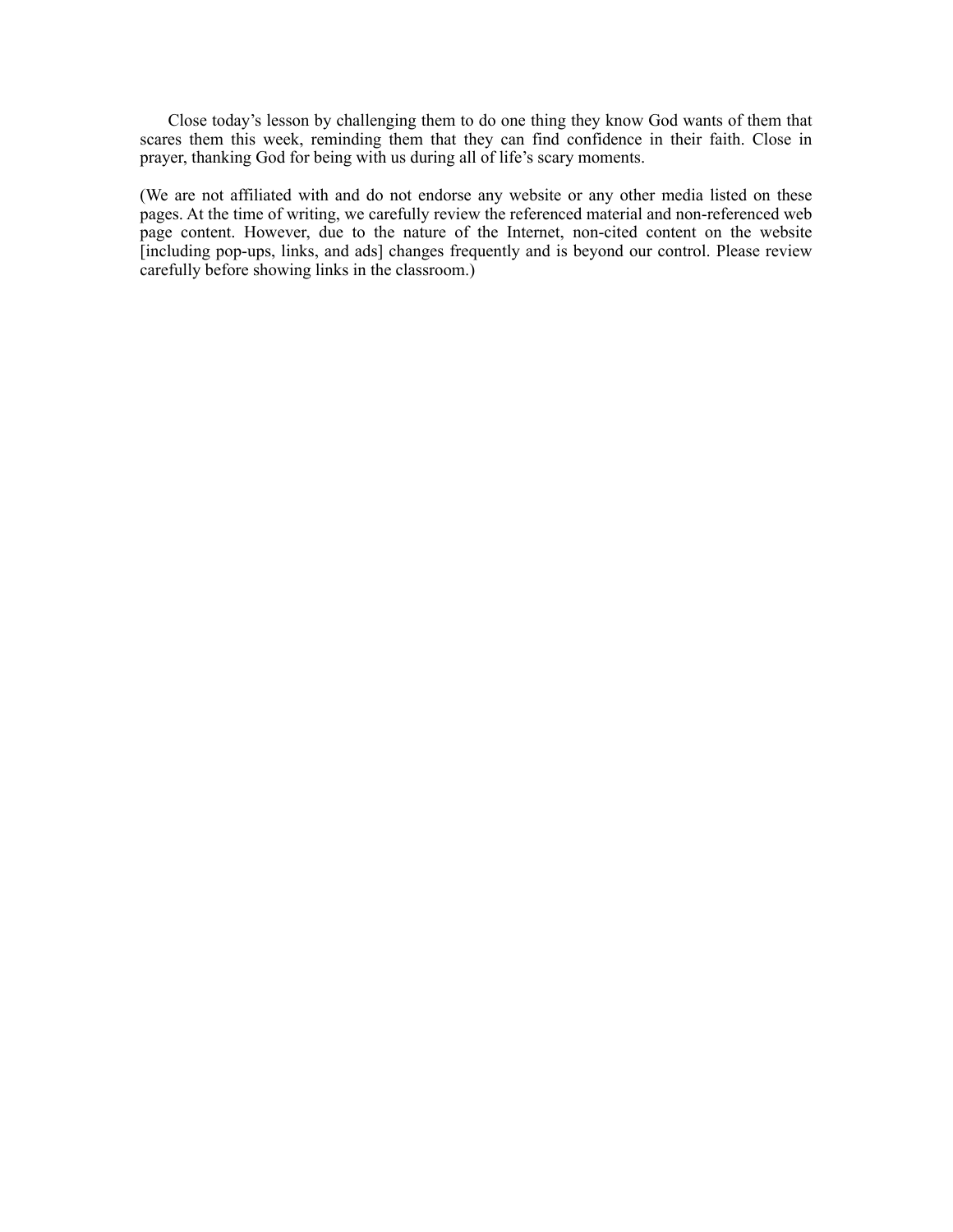Close today's lesson by challenging them to do one thing they know God wants of them that scares them this week, reminding them that they can find confidence in their faith. Close in prayer, thanking God for being with us during all of life's scary moments.

(We are not affiliated with and do not endorse any website or any other media listed on these pages. At the time of writing, we carefully review the referenced material and non-referenced web page content. However, due to the nature of the Internet, non-cited content on the website [including pop-ups, links, and ads] changes frequently and is beyond our control. Please review carefully before showing links in the classroom.)